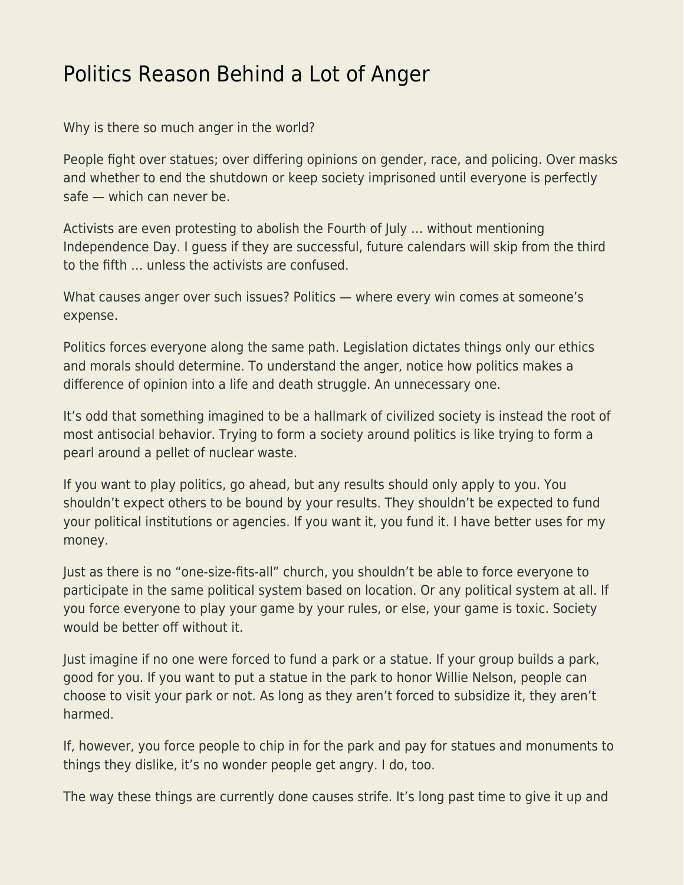# Politics Reason Behind a Lot of Anger

Why is there so much anger in the world?

People fight over statues; over differing opinions on gender, race, and policing. Over masks and whether to end the shutdown or keep society imprisoned until everyone is perfectly safe — which can never be.

Activists are even protesting to abolish the Fourth of July … without mentioning Independence Day. I guess if they are successful, future calendars will skip from the third to the fifth … unless the activists are confused.

What causes anger over such issues? Politics — where every win comes at someone's expense.

Politics forces everyone along the same path. Legislation dictates things only our ethics and morals should determine. To understand the anger, notice how politics makes a difference of opinion into a life and death struggle. An unnecessary one.

It's odd that something imagined to be a hallmark of civilized society is instead the root of most antisocial behavior. Trying to form a society around politics is like trying to form a pearl around a pellet of nuclear waste.

If you want to play politics, go ahead, but any results should only apply to you. You shouldn't expect others to be bound by your results. They shouldn't be expected to fund your political institutions or agencies. If you want it, you fund it. I have better uses for my money.

Just as there is no "one-size-fits-all" church, you shouldn't be able to force everyone to participate in the same political system based on location. Or any political system at all. If you force everyone to play your game by your rules, or else, your game is toxic. Society would be better off without it.

Just imagine if no one were forced to fund a park or a statue. If your group builds a park, good for you. If you want to put a statue in the park to honor Willie Nelson, people can choose to visit your park or not. As long as they aren't forced to subsidize it, they aren't harmed.

If, however, you force people to chip in for the park and pay for statues and monuments to things they dislike, it's no wonder people get angry. I do, too.

The way these things are currently done causes strife. It's long past time to give it up and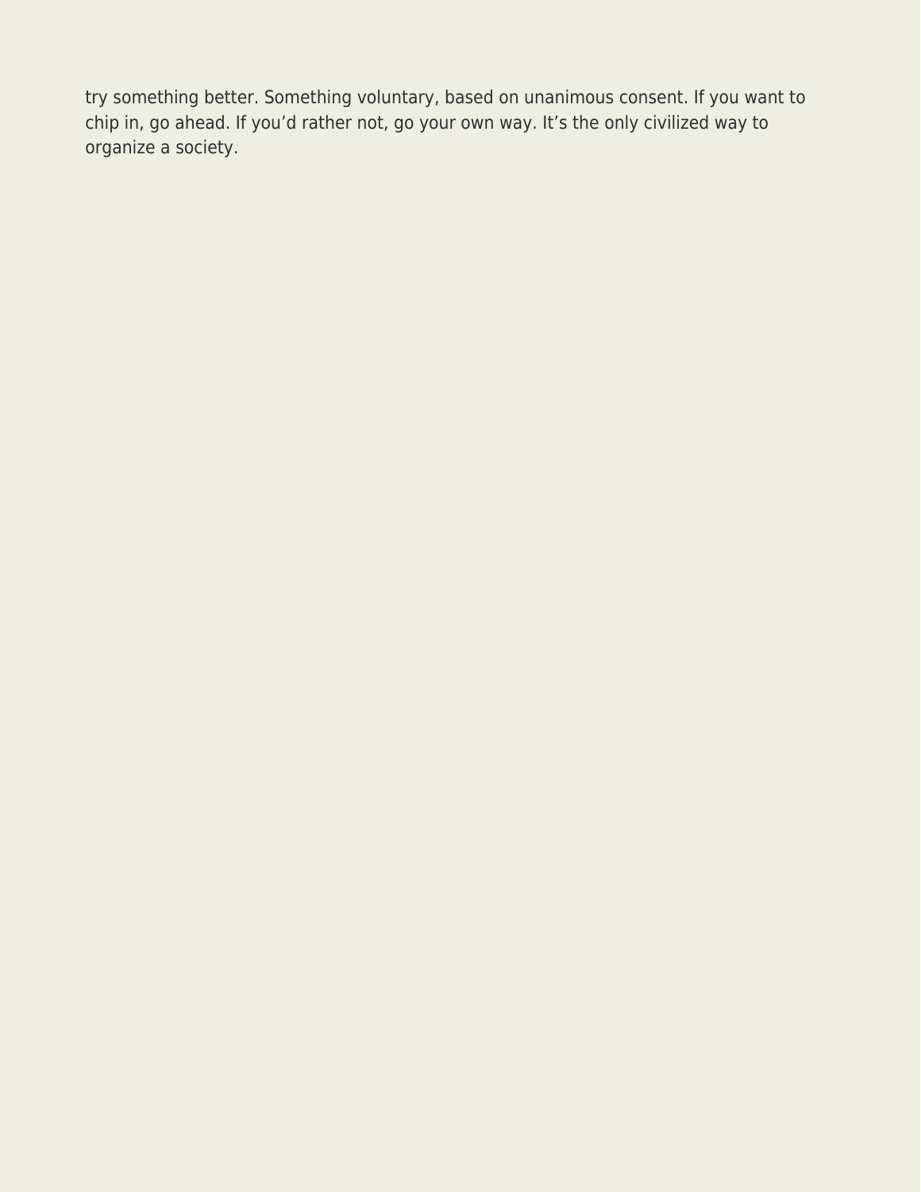try something better. Something voluntary, based on unanimous consent. If you want to chip in, go ahead. If you’d rather not, go your own way. It’s the only civilized way to organize a society.